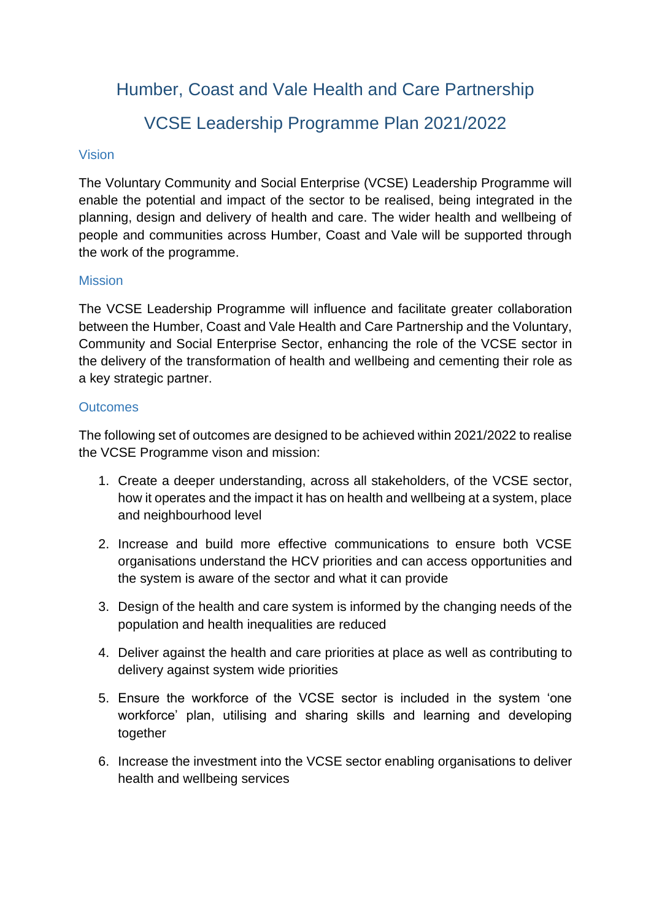# Humber, Coast and Vale Health and Care Partnership

# VCSE Leadership Programme Plan 2021/2022

## Vision

The Voluntary Community and Social Enterprise (VCSE) Leadership Programme will enable the potential and impact of the sector to be realised, being integrated in the planning, design and delivery of health and care. The wider health and wellbeing of people and communities across Humber, Coast and Vale will be supported through the work of the programme.

## Mission

The VCSE Leadership Programme will influence and facilitate greater collaboration between the Humber, Coast and Vale Health and Care Partnership and the Voluntary, Community and Social Enterprise Sector, enhancing the role of the VCSE sector in the delivery of the transformation of health and wellbeing and cementing their role as a key strategic partner.

## Outcomes

The following set of outcomes are designed to be achieved within 2021/2022 to realise the VCSE Programme vison and mission:

1. Create a deeper understanding, across all stakeholders, of the VCSE sector, how it operates and the impact it has on health and wellbeing at a system, place and neighbourhood level

2. Increase and build more effective communications to ensure both VCSE organisations understand the HCV priorities and can access opportunities and the system is aware of the sector and what it can provide

3. Design of the health and care system is informed by the changing needs of the population and health inequalities are reduced

4. Deliver against the health and care priorities at place as well as contributing to delivery against system wide priorities

5. Ensure the workforce of the VCSE sector is included in the system 'one workforce' plan, utilising and sharing skills and learning and developing together

6. Increase the investment into the VCSE sector enabling organisations to deliver health and wellbeing services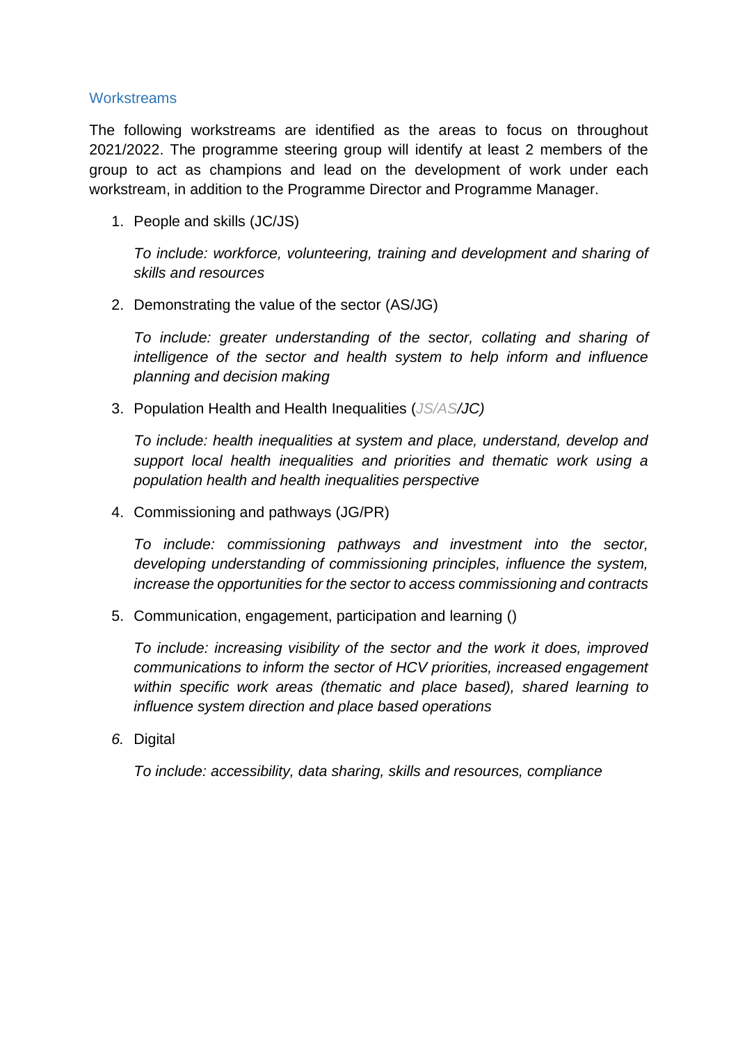## Workstreams

The following workstreams are identified as the areas to focus on throughout 2021/2022. The programme steering group will identify at least 2 members of the group to act as champions and lead on the development of work under each workstream, in addition to the Programme Director and Programme Manager.

1. People and skills (JC/JS)

   *To include: workforce, volunteering, training and development and sharing of skills and resources*

2. Demonstrating the value of the sector (AS/JG)

   *To include: greater understanding of the sector, collating and sharing of intelligence of the sector and health system to help inform and influence planning and decision making*

3. Population Health and Health Inequalities (*JS/AS/JC)*

   *To include: health inequalities at system and place, understand, develop and support local health inequalities and priorities and thematic work using a population health and health inequalities perspective*

4. Commissioning and pathways (JG/PR)

   *To include: commissioning pathways and investment into the sector, developing understanding of commissioning principles, influence the system, increase the opportunities for the sector to access commissioning and contracts*

5. Communication, engagement, participation and learning ()

   *To include: increasing visibility of the sector and the work it does, improved communications to inform the sector of HCV priorities, increased engagement within specific work areas (thematic and place based), shared learning to influence system direction and place based operations*

6. Digital

   *To include: accessibility, data sharing, skills and resources, compliance*